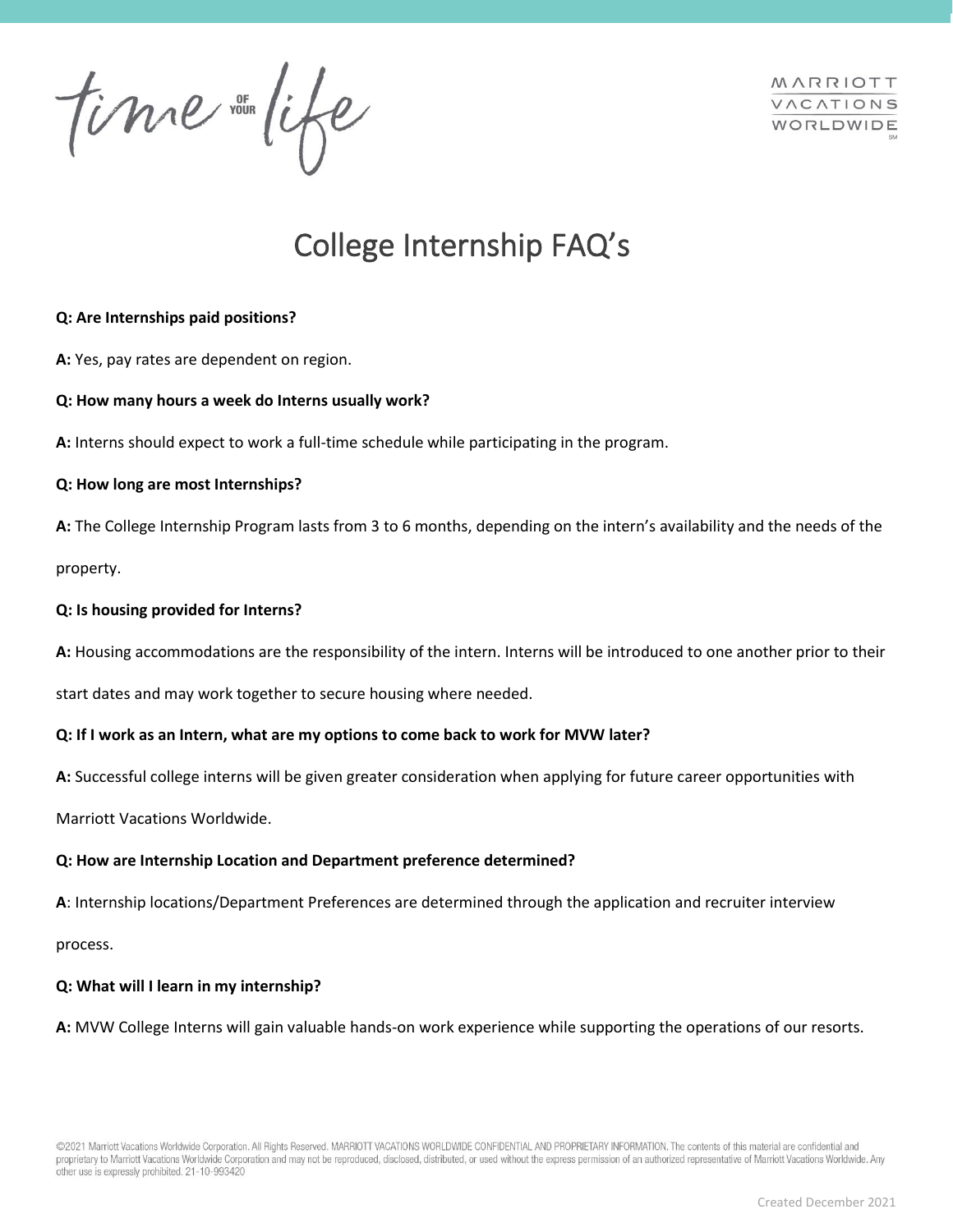time of your life

MARRIOTT VACATIONS WORLDWIDE

# College Internship FAQ's

**Q: Are Internships paid positions?**

**A:** Yes, pay rates are dependent on region.

**Q: How many hours a week do Interns usually work?**

**A:** Interns should expect to work a full-time schedule while participating in the program.

**Q: How long are most Internships?**

**A:** The College Internship Program lasts from 3 to 6 months, depending on the intern's availability and the needs of the property.

**Q: Is housing provided for Interns?**

**A:** Housing accommodations are the responsibility of the intern. Interns will be introduced to one another prior to their start dates and may work together to secure housing where needed.

**Q: If I work as an Intern, what are my options to come back to work for MVW later?**

**A:** Successful college interns will be given greater consideration when applying for future career opportunities with Marriott Vacations Worldwide.

**Q: How are Internship Location and Department preference determined?**

**A**: Internship locations/Department Preferences are determined through the application and recruiter interview process.

**Q: What will I learn in my internship?**

**A:** MVW College Interns will gain valuable hands-on work experience while supporting the operations of our resorts.

©2021 Marriott Vacations Worldwide Corporation. All Rights Reserved. MARRIOTT VACATIONS WORLDWIDE CONFIDENTIAL AND PROPRIETARY INFORMATION. The contents of this material are confidential and proprietary to Marriott Vacations Worldwide Corporation and may not be reproduced, disclosed, distributed, or used without the express permission of an authorized representative of Marriott Vacations Worldwide. Any other use is expressly prohibited. 21-10-993420

Created December 2021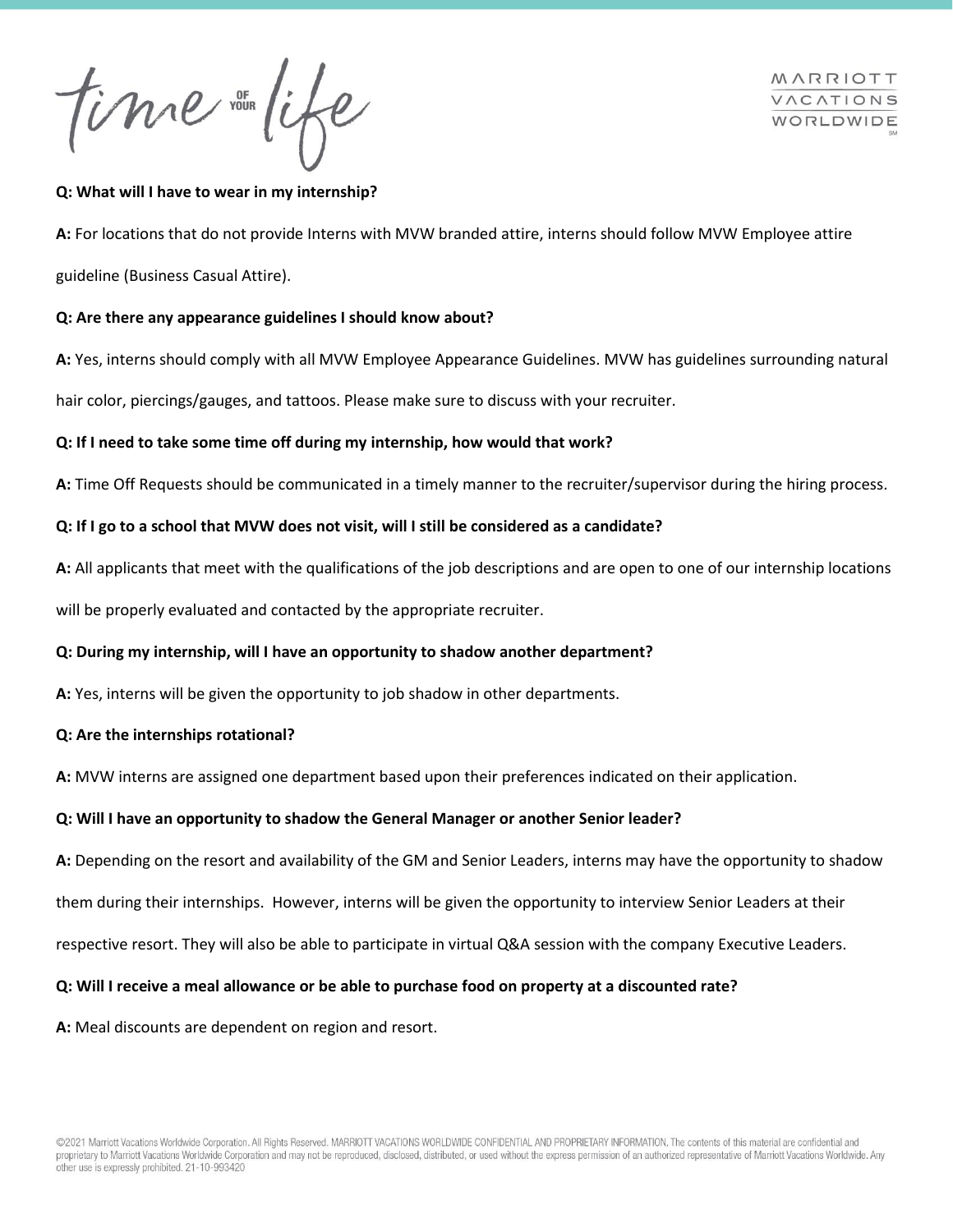**Q: What will I have to wear in my internship?**

**A:** For locations that do not provide Interns with MVW branded attire, interns should follow MVW Employee attire guideline (Business Casual Attire).

**Q: Are there any appearance guidelines I should know about?**

**A:** Yes, interns should comply with all MVW Employee Appearance Guidelines. MVW has guidelines surrounding natural hair color, piercings/gauges, and tattoos. Please make sure to discuss with your recruiter.

**Q: If I need to take some time off during my internship, how would that work?**

**A:** Time Off Requests should be communicated in a timely manner to the recruiter/supervisor during the hiring process.

**Q: If I go to a school that MVW does not visit, will I still be considered as a candidate?**

**A:** All applicants that meet with the qualifications of the job descriptions and are open to one of our internship locations will be properly evaluated and contacted by the appropriate recruiter.

**Q: During my internship, will I have an opportunity to shadow another department?**

**A:** Yes, interns will be given the opportunity to job shadow in other departments.

**Q: Are the internships rotational?**

**A:** MVW interns are assigned one department based upon their preferences indicated on their application.

**Q: Will I have an opportunity to shadow the General Manager or another Senior leader?**

**A:** Depending on the resort and availability of the GM and Senior Leaders, interns may have the opportunity to shadow them during their internships. However, interns will be given the opportunity to interview Senior Leaders at their respective resort. They will also be able to participate in virtual Q&A session with the company Executive Leaders.

**Q: Will I receive a meal allowance or be able to purchase food on property at a discounted rate?**

**A:** Meal discounts are dependent on region and resort.